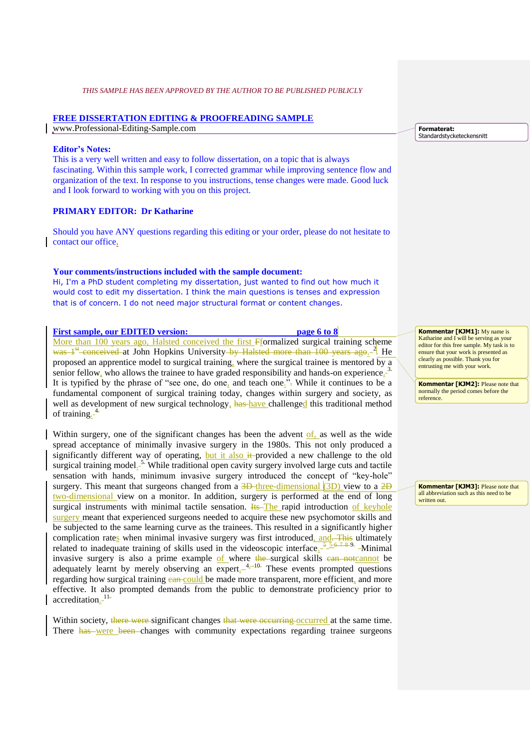*THIS SAMPLE HAS BEEN APPROVED BY THE AUTHOR TO BE PUBLISHED PUBLICLY*

**FREE DISSERTATION EDITING & PROOFREADING SAMPLE**
www.Professional-Editing-Sample.com

**Editor's Notes:**
This is a very well written and easy to follow dissertation, on a topic that is always fascinating. Within this sample work, I corrected grammar while improving sentence flow and organization of the text. In response to you instructions, tense changes were made. Good luck and I look forward to working with you on this project.

**PRIMARY EDITOR: Dr Katharine**

Should you have ANY questions regarding this editing or your order, please do not hesitate to contact our office.

**Your comments/instructions included with the sample document:**
Hi, I'm a PhD student completing my dissertation, just wanted to find out how much it would cost to edit my dissertation. I think the main questions is tenses and expression that is of concern. I do not need major structural format or content changes.

**First sample, our EDITED version: page 6 to 8**

More than 100 years ago, Halsted conceived the first Fformalized surgical training scheme was 1st conceived at John Hopkins University by Halsted more than 100 years ago.[2] He proposed an apprentice model to surgical training, where the surgical trainee is mentored by a senior fellow, who allows the trainee to have graded responsibility and hands-on experience.[3] It is typified by the phrase of "see one, do one, and teach one.". While it continues to be a fundamental component of surgical training today, changes within surgery and society, as well as development of new surgical technology, has have challenged this traditional method of training.[4]

Within surgery, one of the significant changes has been the advent of, as well as the wide spread acceptance of minimally invasive surgery in the 1980s. This not only produced a significantly different way of operating, but it also it provided a new challenge to the old surgical training model.[5] While traditional open cavity surgery involved large cuts and tactile sensation with hands, minimum invasive surgery introduced the concept of "key-hole" surgery. This meant that surgeons changed from a 3D three-dimensional (3D) view to a 2D two-dimensional view on a monitor. In addition, surgery is performed at the end of long surgical instruments with minimal tactile sensation. Its The rapid introduction of keyhole surgery meant that experienced surgeons needed to acquire these new psychomotor skills and be subjected to the same learning curve as the trainees. This resulted in a significantly higher complication rates when minimal invasive surgery was first introduced, and. This ultimately related to inadequate training of skills used in the videoscopic interface.[5] [5-6 7 8 9] Minimal invasive surgery is also a prime example of where the surgical skills can notcannot be adequately learnt by merely observing an expert.[4-10] These events prompted questions regarding how surgical training can could be made more transparent, more efficient, and more effective. It also prompted demands from the public to demonstrate proficiency prior to accreditation.[11]

Within society, there were significant changes that were occurring occurred at the same time. There has were been changes with community expectations regarding trainee surgeons

**Formaterat:** Standardstycketeckensnitt

**Kommentar [KJM1]:** My name is Katharine and I will be serving as your editor for this free sample. My task is to ensure that your work is presented as clearly as possible. Thank you for entrusting me with your work.

**Kommentar [KJM2]:** Please note that normally the period comes before the reference.

**Kommentar [KJM3]:** Please note that all abbreviation such as this need to be written out.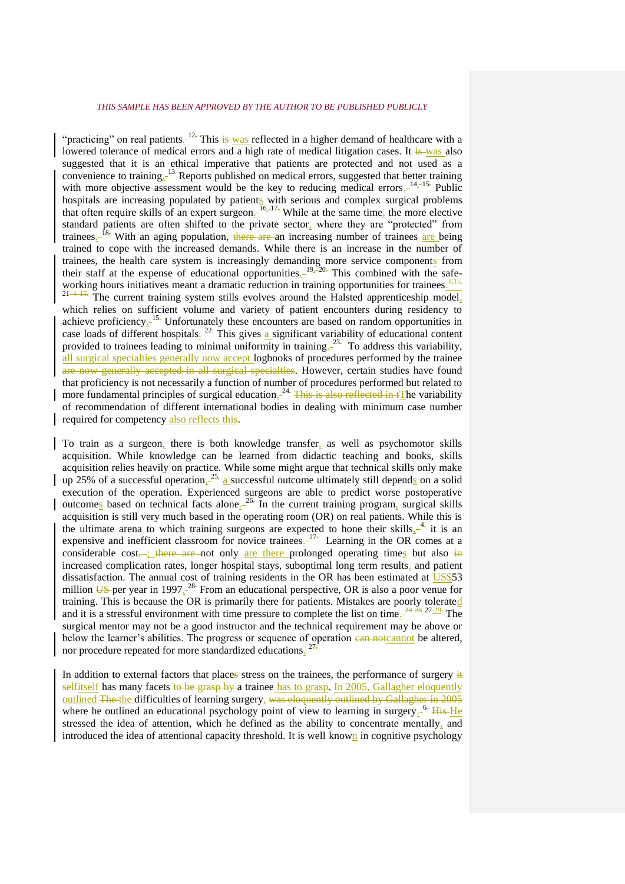"practicing" on real patients.[12] This was reflected in a higher demand of healthcare with a lowered tolerance of medical errors and a high rate of medical litigation cases. It was also suggested that it is an ethical imperative that patients are protected and not used as a convenience to training.[13] Reports published on medical errors, suggested that better training with more objective assessment would be the key to reducing medical errors.[14, 15] Public hospitals are increasing populated by patients with serious and complex surgical problems that often require skills of an expert surgeon.[16, 17] While at the same time, the more elective standard patients are often shifted to the private sector, where they are "protected" from trainees.[18] With an aging population, an increasing number of trainees are being trained to cope with the increased demands. While there is an increase in the number of trainees, the health care system is increasingly demanding more service components from their staff at the expense of educational opportunities.[19, 20] This combined with the safe-working hours initiatives meant a dramatic reduction in training opportunities for trainees.[4, 15, 21] The current training system stills evolves around the Halsted apprenticeship model, which relies on sufficient volume and variety of patient encounters during residency to achieve proficiency.[15] Unfortunately these encounters are based on random opportunities in case loads of different hospitals.[22] This gives a significant variability of educational content provided to trainees leading to minimal uniformity in training.[23] To address this variability, all surgical specialties generally now accept logbooks of procedures performed by the trainee. However, certain studies have found that proficiency is not necessarily a function of number of procedures performed but related to more fundamental principles of surgical education.[24] The variability of recommendation of different international bodies in dealing with minimum case number required for competency also reflects this.

To train as a surgeon, there is both knowledge transfer, as well as psychomotor skills acquisition. While knowledge can be learned from didactic teaching and books, skills acquisition relies heavily on practice. While some might argue that technical skills only make up 25% of a successful operation,[25] a successful outcome ultimately still depends on a solid execution of the operation. Experienced surgeons are able to predict worse postoperative outcomes based on technical facts alone.[26] In the current training program, surgical skills acquisition is still very much based in the operating room (OR) on real patients. While this is the ultimate arena to which training surgeons are expected to hone their skills,[4] it is an expensive and inefficient classroom for novice trainees.[27] Learning in the OR comes at a considerable cost; not only are there prolonged operating times but also increased complication rates, longer hospital stays, suboptimal long term results, and patient dissatisfaction. The annual cost of training residents in the OR has been estimated at US$53 million per year in 1997.[28] From an educational perspective, OR is also a poor venue for training. This is because the OR is primarily there for patients. Mistakes are poorly tolerated and it is a stressful environment with time pressure to complete the list on time.[27-29] The surgical mentor may not be a good instructor and the technical requirement may be above or below the learner's abilities. The progress or sequence of operation cannot be altered, nor procedure repeated for more standardized educations.[27]

In addition to external factors that place stress on the trainees, the performance of surgery itself has many facets a trainee has to grasp. In 2005, Gallagher eloquently outlined the difficulties of learning surgery, where he outlined an educational psychology point of view to learning in surgery.[6] He stressed the idea of attention, which he defined as the ability to concentrate mentally, and introduced the idea of attentional capacity threshold. It is well known in cognitive psychology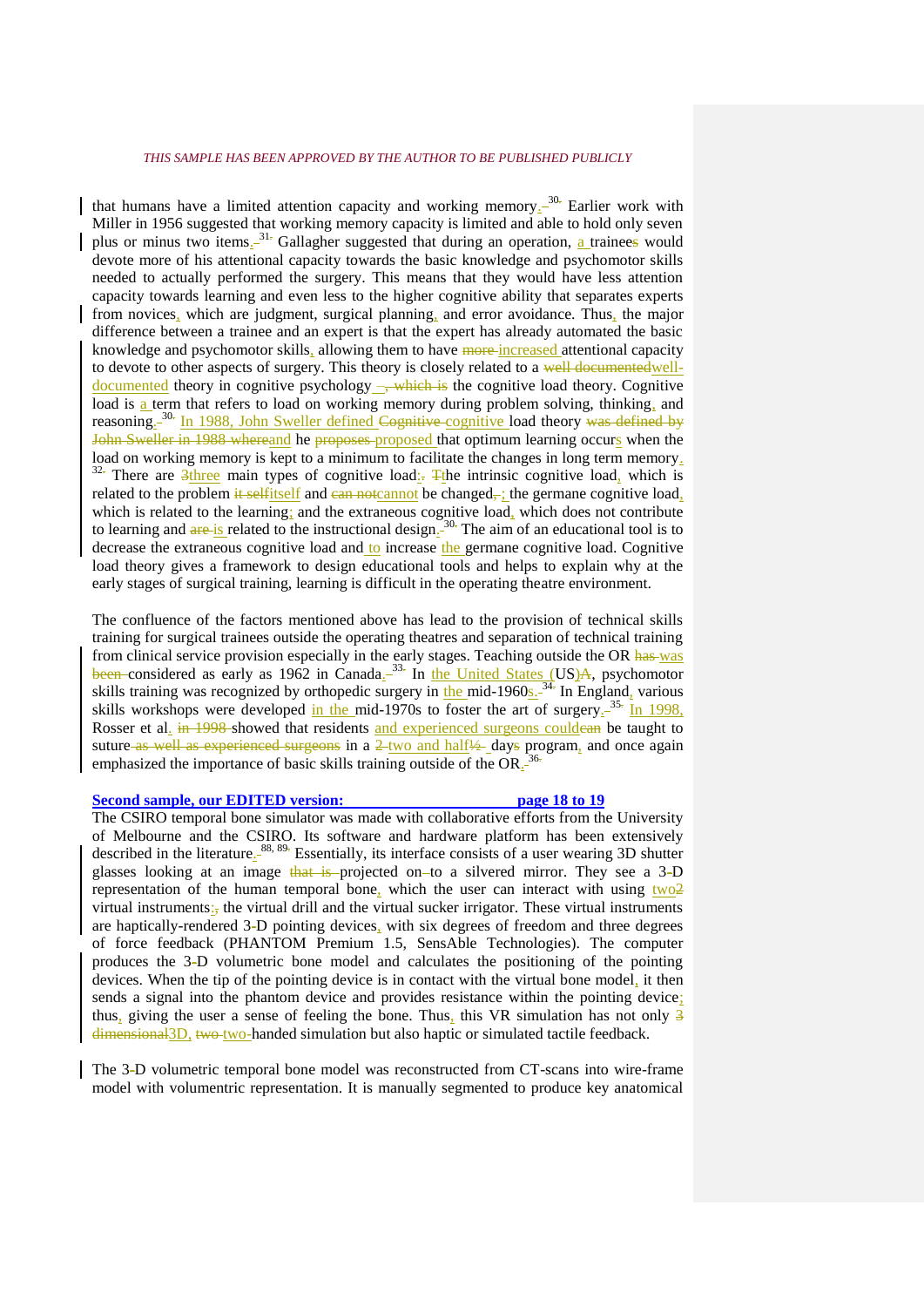that humans have a limited attention capacity and working memory.[30] Earlier work with Miller in 1956 suggested that working memory capacity is limited and able to hold only seven plus or minus two items.[31] Gallagher suggested that during an operation, a trainee~~s~~ would devote more of his attentional capacity towards the basic knowledge and psychomotor skills needed to actually performed the surgery. This means that they would have less attention capacity towards learning and even less to the higher cognitive ability that separates experts from novices, which are judgment, surgical planning, and error avoidance. Thus, the major difference between a trainee and an expert is that the expert has already automated the basic knowledge and psychomotor skills, allowing them to have ~~more~~ increased attentional capacity to devote to other aspects of surgery. This theory is closely related to a ~~well documented~~well-documented theory in cognitive psychology – ~~, which is~~ the cognitive load theory. Cognitive load is a term that refers to load on working memory during problem solving, thinking, and reasoning.[30] In 1988, John Sweller defined ~~Cognitive~~ cognitive load theory ~~was defined by John Sweller in 1988 where~~and he ~~proposes~~ proposed that optimum learning occurs when the load on working memory is kept to a minimum to facilitate the changes in long term memory.[32] There are ~~3~~three main types of cognitive load: ~~T~~the intrinsic cognitive load, which is related to the problem ~~it self~~itself and ~~can not~~cannot be changed~~,~~; the germane cognitive load, which is related to the learning; and the extraneous cognitive load, which does not contribute to learning and ~~are~~ is related to the instructional design.[30] The aim of an educational tool is to decrease the extraneous cognitive load and to increase the germane cognitive load. Cognitive load theory gives a framework to design educational tools and helps to explain why at the early stages of surgical training, learning is difficult in the operating theatre environment.

The confluence of the factors mentioned above has lead to the provision of technical skills training for surgical trainees outside the operating theatres and separation of technical training from clinical service provision especially in the early stages. Teaching outside the OR ~~has~~ was ~~been~~ considered as early as 1962 in Canada.[33] In the United States (US)~~A~~, psychomotor skills training was recognized by orthopedic surgery in the mid-1960s.[34] In England, various skills workshops were developed in the mid-1970s to foster the art of surgery.[35] In 1998, Rosser et al. ~~in 1998~~ showed that residents and experienced surgeons could~~can~~ be taught to suture ~~as well as experienced surgeons~~ in a ~~2~~ two and half~~½~~ days program, and once again emphasized the importance of basic skills training outside of the OR.[36]

**Second sample, our EDITED version: page 18 to 19**

The CSIRO temporal bone simulator was made with collaborative efforts from the University of Melbourne and the CSIRO. Its software and hardware platform has been extensively described in the literature.[88, 89] Essentially, its interface consists of a user wearing 3D shutter glasses looking at an image ~~that is~~ projected on~~-~~to a silvered mirror. They see a 3-D representation of the human temporal bone, which the user can interact with using two~~2~~ virtual instruments:~~,~~ the virtual drill and the virtual sucker irrigator. These virtual instruments are haptically-rendered 3-D pointing devices, with six degrees of freedom and three degrees of force feedback (PHANTOM Premium 1.5, SensAble Technologies). The computer produces the 3-D volumetric bone model and calculates the positioning of the pointing devices. When the tip of the pointing device is in contact with the virtual bone model, it then sends a signal into the phantom device and provides resistance within the pointing device; thus, giving the user a sense of feeling the bone. Thus, this VR simulation has not only ~~3 dimensional~~3D, ~~two~~ two-handed simulation but also haptic or simulated tactile feedback.

The 3-D volumetric temporal bone model was reconstructed from CT-scans into wire-frame model with volumentric representation. It is manually segmented to produce key anatomical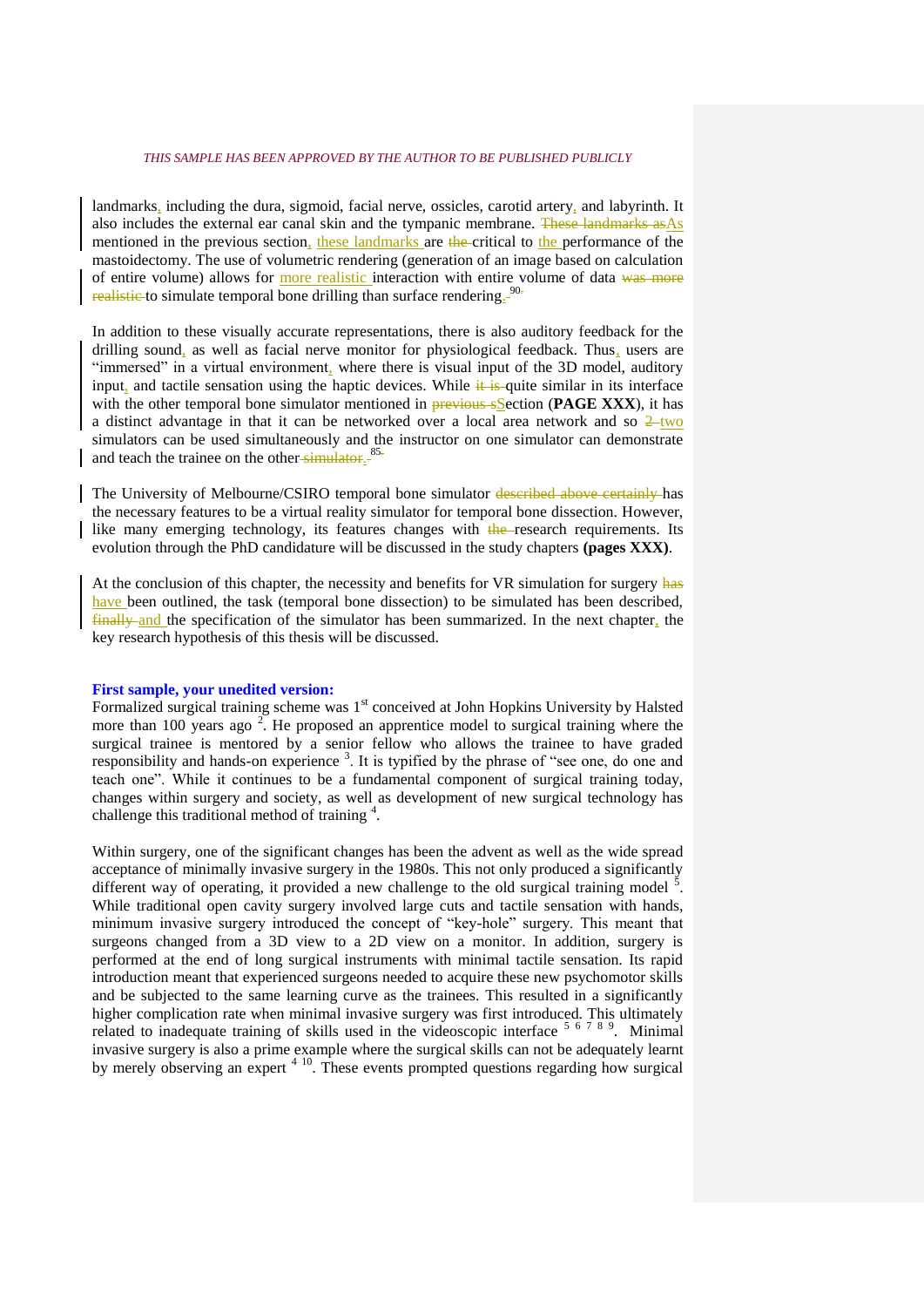landmarks, including the dura, sigmoid, facial nerve, ossicles, carotid artery, and labyrinth. It also includes the external ear canal skin and the tympanic membrane. ~~These landmarks as~~As mentioned in the previous section, these landmarks are ~~the~~ critical to the performance of the mastoidectomy. The use of volumetric rendering (generation of an image based on calculation of entire volume) allows for more realistic interaction with entire volume of data ~~was more realistic~~ to simulate temporal bone drilling than surface rendering.[90]

In addition to these visually accurate representations, there is also auditory feedback for the drilling sound, as well as facial nerve monitor for physiological feedback. Thus, users are "immersed" in a virtual environment, where there is visual input of the 3D model, auditory input, and tactile sensation using the haptic devices. While ~~it is~~ quite similar in its interface with the other temporal bone simulator mentioned in ~~previous s~~Section (**PAGE XXX**), it has a distinct advantage in that it can be networked over a local area network and so ~~2~~ two simulators can be used simultaneously and the instructor on one simulator can demonstrate and teach the trainee on the other ~~simulator~~.[85]

The University of Melbourne/CSIRO temporal bone simulator ~~described above certainly~~ has the necessary features to be a virtual reality simulator for temporal bone dissection. However, like many emerging technology, its features changes with ~~the~~ research requirements. Its evolution through the PhD candidature will be discussed in the study chapters **(pages XXX)**.

At the conclusion of this chapter, the necessity and benefits for VR simulation for surgery ~~has~~ have been outlined, the task (temporal bone dissection) to be simulated has been described, ~~finally~~ and the specification of the simulator has been summarized. In the next chapter, the key research hypothesis of this thesis will be discussed.

**First sample, your unedited version:**

Formalized surgical training scheme was 1st conceived at John Hopkins University by Halsted more than 100 years ago [2]. He proposed an apprentice model to surgical training where the surgical trainee is mentored by a senior fellow who allows the trainee to have graded responsibility and hands-on experience [3]. It is typified by the phrase of "see one, do one and teach one". While it continues to be a fundamental component of surgical training today, changes within surgery and society, as well as development of new surgical technology has challenge this traditional method of training [4].

Within surgery, one of the significant changes has been the advent as well as the wide spread acceptance of minimally invasive surgery in the 1980s. This not only produced a significantly different way of operating, it provided a new challenge to the old surgical training model [5]. While traditional open cavity surgery involved large cuts and tactile sensation with hands, minimum invasive surgery introduced the concept of "key-hole" surgery. This meant that surgeons changed from a 3D view to a 2D view on a monitor. In addition, surgery is performed at the end of long surgical instruments with minimal tactile sensation. Its rapid introduction meant that experienced surgeons needed to acquire these new psychomotor skills and be subjected to the same learning curve as the trainees. This resulted in a significantly higher complication rate when minimal invasive surgery was first introduced. This ultimately related to inadequate training of skills used in the videoscopic interface [5 6 7 8 9]. Minimal invasive surgery is also a prime example where the surgical skills can not be adequately learnt by merely observing an expert [4 10]. These events prompted questions regarding how surgical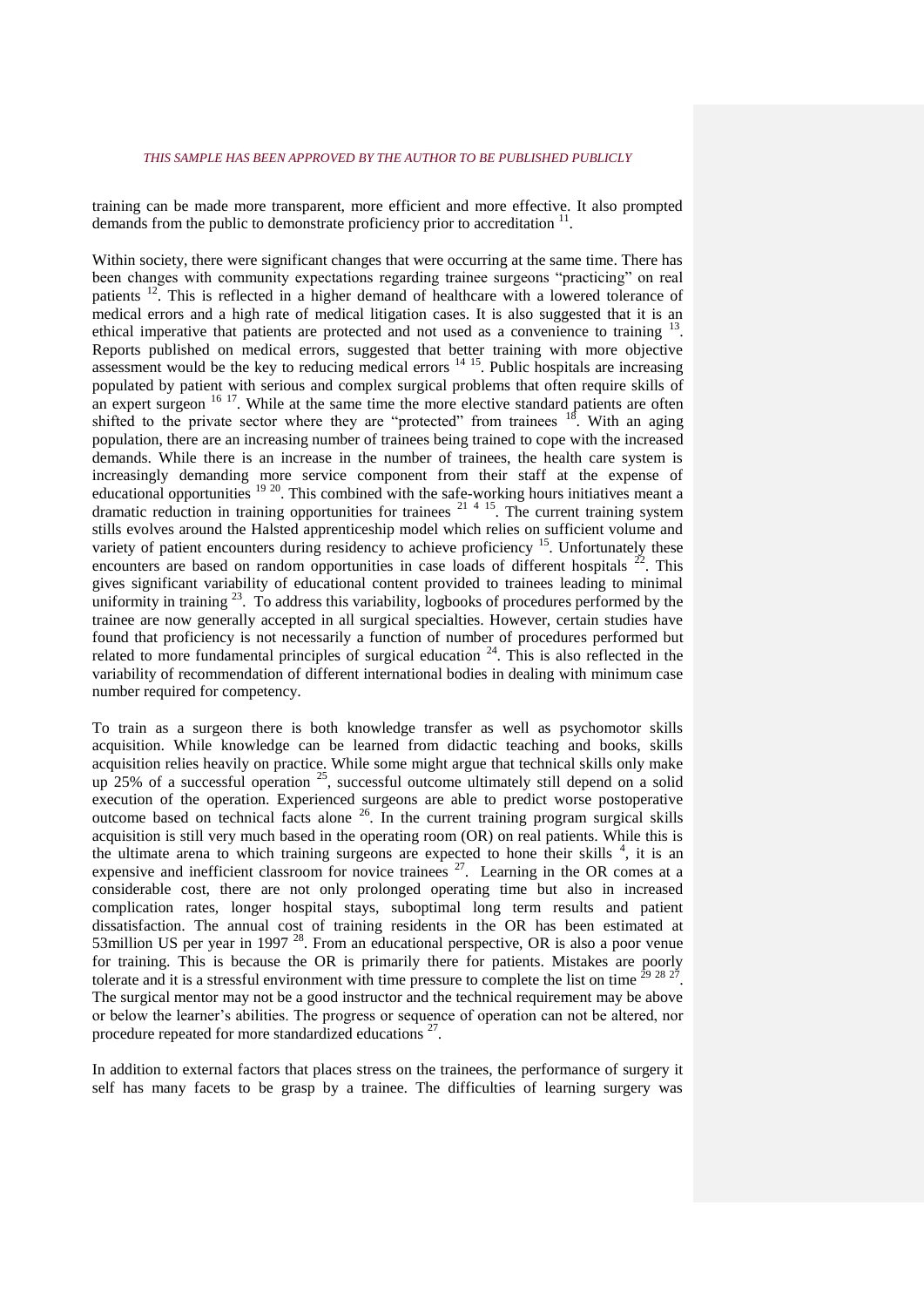training can be made more transparent, more efficient and more effective. It also prompted demands from the public to demonstrate proficiency prior to accreditation [11].

Within society, there were significant changes that were occurring at the same time. There has been changes with community expectations regarding trainee surgeons "practicing" on real patients [12]. This is reflected in a higher demand of healthcare with a lowered tolerance of medical errors and a high rate of medical litigation cases. It is also suggested that it is an ethical imperative that patients are protected and not used as a convenience to training [13]. Reports published on medical errors, suggested that better training with more objective assessment would be the key to reducing medical errors [14 15]. Public hospitals are increasing populated by patient with serious and complex surgical problems that often require skills of an expert surgeon [16 17]. While at the same time the more elective standard patients are often shifted to the private sector where they are "protected" from trainees [18]. With an aging population, there are an increasing number of trainees being trained to cope with the increased demands. While there is an increase in the number of trainees, the health care system is increasingly demanding more service component from their staff at the expense of educational opportunities [19 20]. This combined with the safe-working hours initiatives meant a dramatic reduction in training opportunities for trainees [21 4 15]. The current training system stills evolves around the Halsted apprenticeship model which relies on sufficient volume and variety of patient encounters during residency to achieve proficiency [15]. Unfortunately these encounters are based on random opportunities in case loads of different hospitals [22]. This gives significant variability of educational content provided to trainees leading to minimal uniformity in training [23]. To address this variability, logbooks of procedures performed by the trainee are now generally accepted in all surgical specialties. However, certain studies have found that proficiency is not necessarily a function of number of procedures performed but related to more fundamental principles of surgical education [24]. This is also reflected in the variability of recommendation of different international bodies in dealing with minimum case number required for competency.

To train as a surgeon there is both knowledge transfer as well as psychomotor skills acquisition. While knowledge can be learned from didactic teaching and books, skills acquisition relies heavily on practice. While some might argue that technical skills only make up 25% of a successful operation [25], successful outcome ultimately still depend on a solid execution of the operation. Experienced surgeons are able to predict worse postoperative outcome based on technical facts alone [26]. In the current training program surgical skills acquisition is still very much based in the operating room (OR) on real patients. While this is the ultimate arena to which training surgeons are expected to hone their skills [4], it is an expensive and inefficient classroom for novice trainees [27]. Learning in the OR comes at a considerable cost, there are not only prolonged operating time but also in increased complication rates, longer hospital stays, suboptimal long term results and patient dissatisfaction. The annual cost of training residents in the OR has been estimated at 53million US per year in 1997 [28]. From an educational perspective, OR is also a poor venue for training. This is because the OR is primarily there for patients. Mistakes are poorly tolerate and it is a stressful environment with time pressure to complete the list on time [29 28 27]. The surgical mentor may not be a good instructor and the technical requirement may be above or below the learner's abilities. The progress or sequence of operation can not be altered, nor procedure repeated for more standardized educations [27].

In addition to external factors that places stress on the trainees, the performance of surgery it self has many facets to be grasp by a trainee. The difficulties of learning surgery was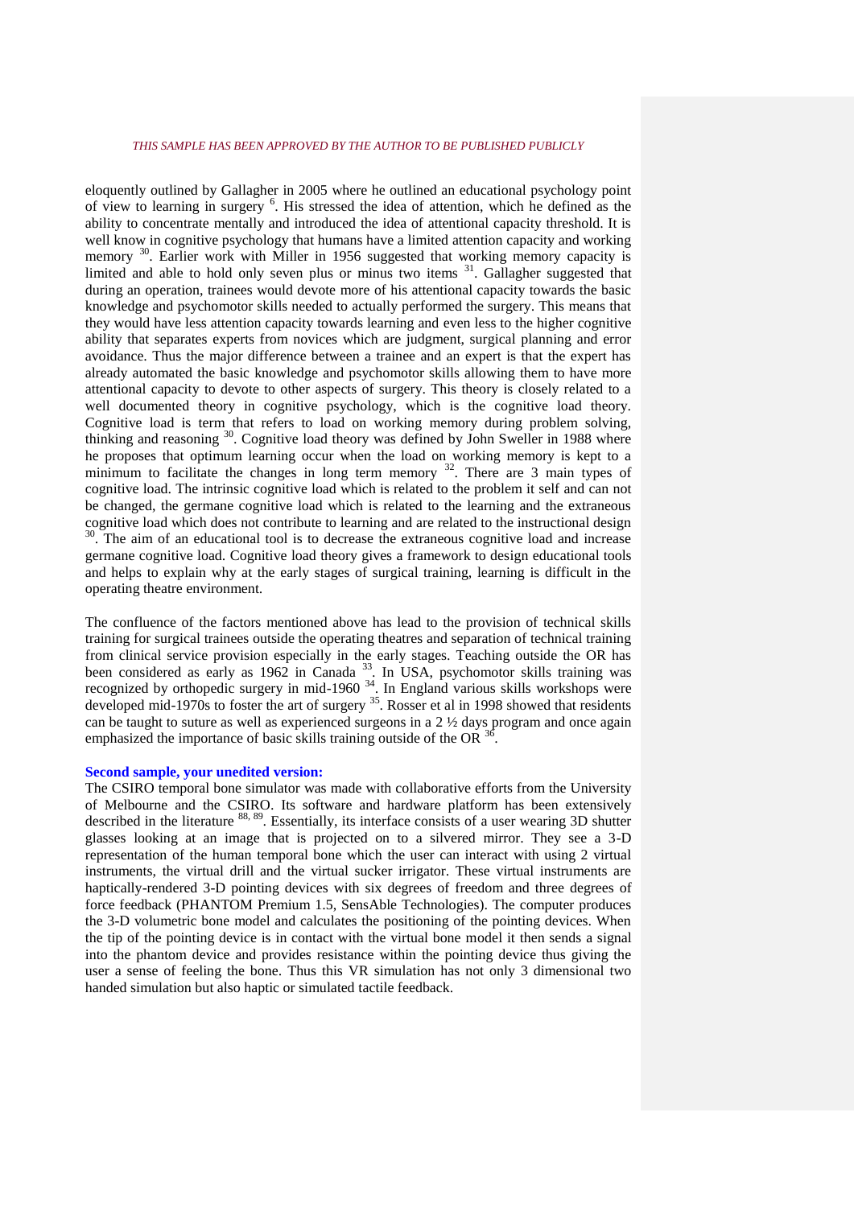eloquently outlined by Gallagher in 2005 where he outlined an educational psychology point of view to learning in surgery [6]. His stressed the idea of attention, which he defined as the ability to concentrate mentally and introduced the idea of attentional capacity threshold. It is well know in cognitive psychology that humans have a limited attention capacity and working memory [30]. Earlier work with Miller in 1956 suggested that working memory capacity is limited and able to hold only seven plus or minus two items [31]. Gallagher suggested that during an operation, trainees would devote more of his attentional capacity towards the basic knowledge and psychomotor skills needed to actually performed the surgery. This means that they would have less attention capacity towards learning and even less to the higher cognitive ability that separates experts from novices which are judgment, surgical planning and error avoidance. Thus the major difference between a trainee and an expert is that the expert has already automated the basic knowledge and psychomotor skills allowing them to have more attentional capacity to devote to other aspects of surgery. This theory is closely related to a well documented theory in cognitive psychology, which is the cognitive load theory. Cognitive load is term that refers to load on working memory during problem solving, thinking and reasoning [30]. Cognitive load theory was defined by John Sweller in 1988 where he proposes that optimum learning occur when the load on working memory is kept to a minimum to facilitate the changes in long term memory [32]. There are 3 main types of cognitive load. The intrinsic cognitive load which is related to the problem it self and can not be changed, the germane cognitive load which is related to the learning and the extraneous cognitive load which does not contribute to learning and are related to the instructional design [30]. The aim of an educational tool is to decrease the extraneous cognitive load and increase germane cognitive load. Cognitive load theory gives a framework to design educational tools and helps to explain why at the early stages of surgical training, learning is difficult in the operating theatre environment.

The confluence of the factors mentioned above has lead to the provision of technical skills training for surgical trainees outside the operating theatres and separation of technical training from clinical service provision especially in the early stages. Teaching outside the OR has been considered as early as 1962 in Canada [33]. In USA, psychomotor skills training was recognized by orthopedic surgery in mid-1960 [34]. In England various skills workshops were developed mid-1970s to foster the art of surgery [35]. Rosser et al in 1998 showed that residents can be taught to suture as well as experienced surgeons in a 2 ½ days program and once again emphasized the importance of basic skills training outside of the OR [36].

**Second sample, your unedited version:**

The CSIRO temporal bone simulator was made with collaborative efforts from the University of Melbourne and the CSIRO. Its software and hardware platform has been extensively described in the literature [88, 89]. Essentially, its interface consists of a user wearing 3D shutter glasses looking at an image that is projected on to a silvered mirror. They see a 3-D representation of the human temporal bone which the user can interact with using 2 virtual instruments, the virtual drill and the virtual sucker irrigator. These virtual instruments are haptically-rendered 3-D pointing devices with six degrees of freedom and three degrees of force feedback (PHANTOM Premium 1.5, SensAble Technologies). The computer produces the 3-D volumetric bone model and calculates the positioning of the pointing devices. When the tip of the pointing device is in contact with the virtual bone model it then sends a signal into the phantom device and provides resistance within the pointing device thus giving the user a sense of feeling the bone. Thus this VR simulation has not only 3 dimensional two handed simulation but also haptic or simulated tactile feedback.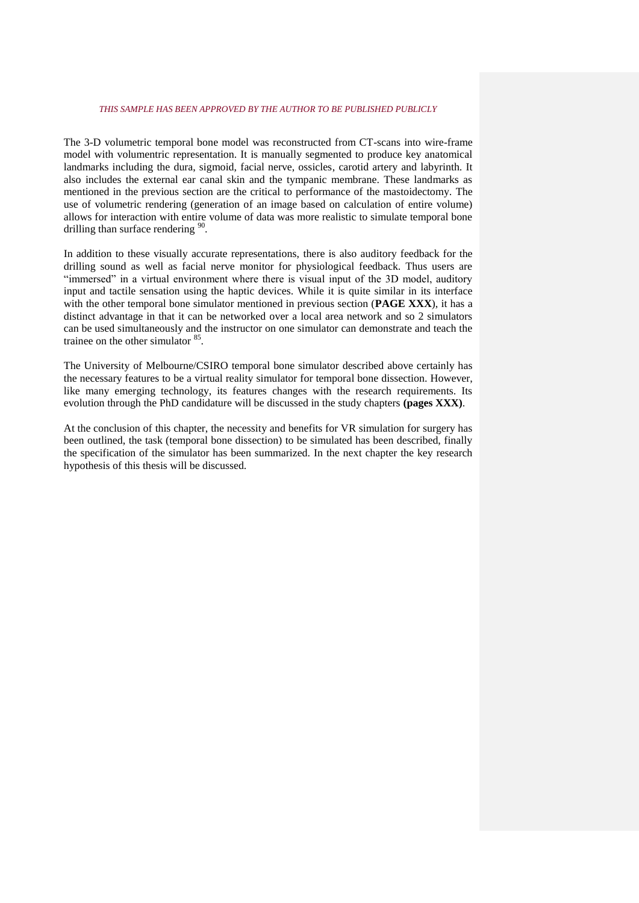*THIS SAMPLE HAS BEEN APPROVED BY THE AUTHOR TO BE PUBLISHED PUBLICLY*

The 3-D volumetric temporal bone model was reconstructed from CT-scans into wire-frame model with volumentric representation. It is manually segmented to produce key anatomical landmarks including the dura, sigmoid, facial nerve, ossicles, carotid artery and labyrinth. It also includes the external ear canal skin and the tympanic membrane. These landmarks as mentioned in the previous section are the critical to performance of the mastoidectomy. The use of volumetric rendering (generation of an image based on calculation of entire volume) allows for interaction with entire volume of data was more realistic to simulate temporal bone drilling than surface rendering [90].

In addition to these visually accurate representations, there is also auditory feedback for the drilling sound as well as facial nerve monitor for physiological feedback. Thus users are "immersed" in a virtual environment where there is visual input of the 3D model, auditory input and tactile sensation using the haptic devices. While it is quite similar in its interface with the other temporal bone simulator mentioned in previous section (**PAGE XXX**), it has a distinct advantage in that it can be networked over a local area network and so 2 simulators can be used simultaneously and the instructor on one simulator can demonstrate and teach the trainee on the other simulator [85].

The University of Melbourne/CSIRO temporal bone simulator described above certainly has the necessary features to be a virtual reality simulator for temporal bone dissection. However, like many emerging technology, its features changes with the research requirements. Its evolution through the PhD candidature will be discussed in the study chapters **(pages XXX)**.

At the conclusion of this chapter, the necessity and benefits for VR simulation for surgery has been outlined, the task (temporal bone dissection) to be simulated has been described, finally the specification of the simulator has been summarized. In the next chapter the key research hypothesis of this thesis will be discussed.